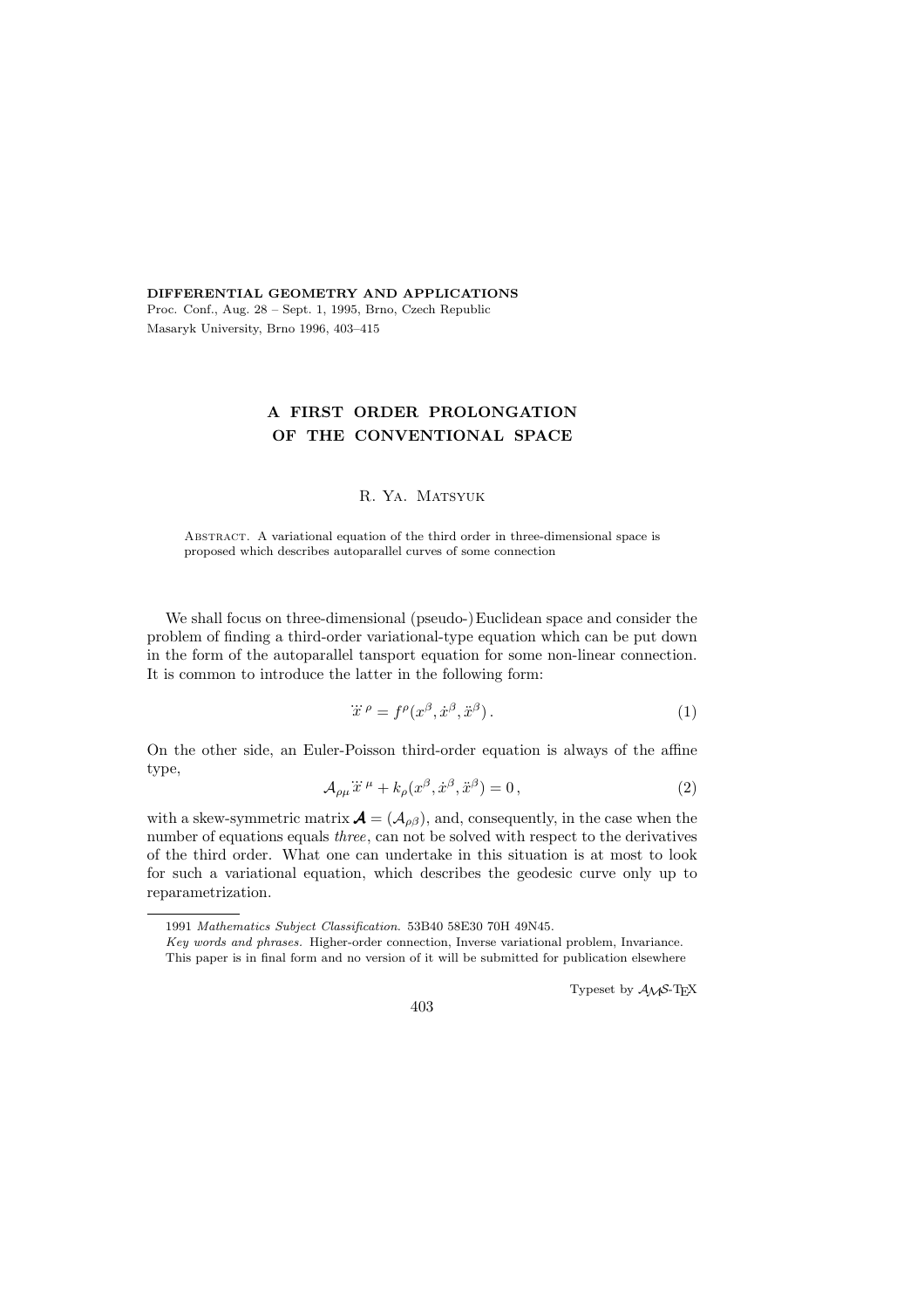**DIFFERENTIAL GEOMETRY AND APPLICATIONS**
Proc. Conf., Aug. 28 – Sept. 1, 1995, Brno, Czech Republic
Masaryk University, Brno 1996, 403–415

# A FIRST ORDER PROLONGATION OF THE CONVENTIONAL SPACE

R. Ya. Matsyuk

Abstract. A variational equation of the third order in three-dimensional space is proposed which describes autoparallel curves of some connection

We shall focus on three-dimensional (pseudo-) Euclidean space and consider the problem of finding a third-order variational-type equation which can be put down in the form of the autoparallel tansport equation for some non-linear connection. It is common to introduce the latter in the following form:

$$\dddot{x}^{\,\rho} = f^{\rho}(x^{\beta}, \dot{x}^{\beta}, \ddot{x}^{\beta})\,. \tag{1}$$

On the other side, an Euler-Poisson third-order equation is always of the affine type,

$$\mathcal{A}_{\rho\mu}\dddot{x}^{\,\mu} + k_{\rho}(x^{\beta}, \dot{x}^{\beta}, \ddot{x}^{\beta}) = 0\,, \tag{2}$$

with a skew-symmetric matrix $\boldsymbol{\mathcal{A}} = (\mathcal{A}_{\rho\beta})$, and, consequently, in the case when the number of equations equals *three*, can not be solved with respect to the derivatives of the third order. What one can undertake in this situation is at most to look for such a variational equation, which describes the geodesic curve only up to reparametrization.

---

1991 *Mathematics Subject Classification.* 53B40 58E30 70H 49N45.

*Key words and phrases.* Higher-order connection, Inverse variational problem, Invariance.

This paper is in final form and no version of it will be submitted for publication elsewhere

Typeset by $\mathcal{A}\mathcal{M}\mathcal{S}$-TEX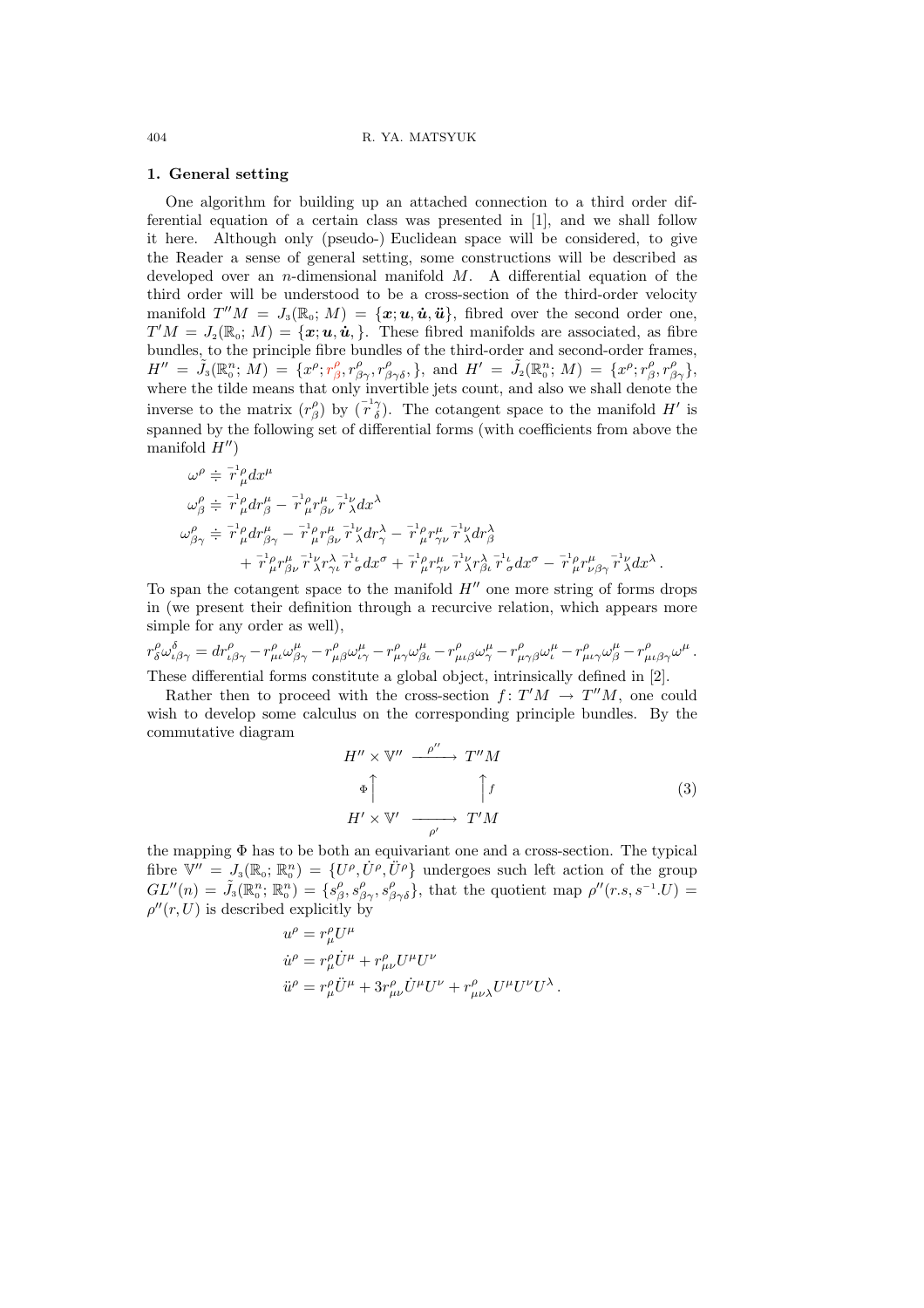## 1. General setting

One algorithm for building up an attached connection to a third order differential equation of a certain class was presented in [1], and we shall follow it here. Although only (pseudo-) Euclidean space will be considered, to give the Reader a sense of general setting, some constructions will be described as developed over an $n$-dimensional manifold $M$. A differential equation of the third order will be understood to be a cross-section of the third-order velocity manifold $T''M = J_3(\mathbb{R}_0;\, M) = \{\boldsymbol{x}; \boldsymbol{u}, \dot{\boldsymbol{u}}, \ddot{\boldsymbol{u}}\}$, fibred over the second order one, $T'M = J_2(\mathbb{R}_0;\, M) = \{\boldsymbol{x}; \boldsymbol{u}, \dot{\boldsymbol{u}},\}$. These fibred manifolds are associated, as fibre bundles, to the principle fibre bundles of the third-order and second-order frames, $H'' = \tilde{J}_3(\mathbb{R}^n_0;\, M) = \{x^\rho; r^\rho_\beta, r^\rho_{\beta\gamma}, r^\rho_{\beta\gamma\delta},\}$, and $H' = \tilde{J}_2(\mathbb{R}^n_0;\, M) = \{x^\rho; r^\rho_\beta, r^\rho_{\beta\gamma}\}$, where the tilde means that only invertible jets count, and also we shall denote the inverse to the matrix $(r^\rho_\beta)$ by $(\overset{-1}{r}{}^\gamma_\delta)$. The cotangent space to the manifold $H'$ is spanned by the following set of differential forms (with coefficients from above the manifold $H''$)

$$
\begin{aligned}
\omega^\rho &\doteqdot \overset{-1}{r}{}^\rho_\mu dx^\mu \\
\omega^\rho_\beta &\doteqdot \overset{-1}{r}{}^\rho_\mu dr^\mu_\beta - \overset{-1}{r}{}^\rho_\mu r^\mu_{\beta\nu} \overset{-1}{r}{}^\nu_\lambda dx^\lambda \\
\omega^\rho_{\beta\gamma} &\doteqdot \overset{-1}{r}{}^\rho_\mu dr^\mu_{\beta\gamma} - \overset{-1}{r}{}^\rho_\mu r^\mu_{\beta\nu} \overset{-1}{r}{}^\nu_\lambda dr^\lambda_\gamma - \overset{-1}{r}{}^\rho_\mu r^\mu_{\gamma\nu} \overset{-1}{r}{}^\nu_\lambda dr^\lambda_\beta \\
&\quad + \overset{-1}{r}{}^\rho_\mu r^\mu_{\beta\nu} \overset{-1}{r}{}^\nu_\lambda r^\lambda_{\gamma\iota} \overset{-1}{r}{}^\iota_\sigma dx^\sigma + \overset{-1}{r}{}^\rho_\mu r^\mu_{\gamma\nu} \overset{-1}{r}{}^\nu_\lambda r^\lambda_{\beta\iota} \overset{-1}{r}{}^\iota_\sigma dx^\sigma - \overset{-1}{r}{}^\rho_\mu r^\mu_{\nu\beta\gamma} \overset{-1}{r}{}^\nu_\lambda dx^\lambda \,.
\end{aligned}
$$

To span the cotangent space to the manifold $H''$ one more string of forms drops in (we present their definition through a recurcive relation, which appears more simple for any order as well),

$$
r^\rho_\delta \omega^\delta_{\iota\beta\gamma} = dr^\rho_{\iota\beta\gamma} - r^\rho_{\mu\iota}\omega^\mu_{\beta\gamma} - r^\rho_{\mu\beta}\omega^\mu_{\iota\gamma} - r^\rho_{\mu\gamma}\omega^\mu_{\beta\iota} - r^\rho_{\mu\iota\beta}\omega^\mu_\gamma - r^\rho_{\mu\gamma\beta}\omega^\mu_\iota - r^\rho_{\mu\iota\gamma}\omega^\mu_\beta - r^\rho_{\mu\iota\beta\gamma}\omega^\mu \,.
$$

These differential forms constitute a global object, intrinsically defined in [2].

Rather then to proceed with the cross-section $f\colon T'M \to T''M$, one could wish to develop some calculus on the corresponding principle bundles. By the commutative diagram

$$
\begin{array}{ccc}
H'' \times \mathbb{V}'' & \xrightarrow{\;\rho''\;} & T''M \\
\Phi\Big\uparrow & & \Big\uparrow f \\
H' \times \mathbb{V}' & \xrightarrow[\rho']{} & T'M
\end{array}
\tag{3}
$$

the mapping $\Phi$ has to be both an equivariant one and a cross-section. The typical fibre $\mathbb{V}'' = J_3(\mathbb{R}_0;\, \mathbb{R}^n_0) = \{U^\rho, \dot{U}^\rho, \ddot{U}^\rho\}$ undergoes such left action of the group $GL''(n) = \tilde{J}_3(\mathbb{R}^n_0;\, \mathbb{R}^n_0) = \{s^\rho_\beta, s^\rho_{\beta\gamma}, s^\rho_{\beta\gamma\delta}\}$, that the quotient map $\rho''(r.s, s^{-1}.U) = \rho''(r, U)$ is described explicitly by

$$
\begin{aligned}
u^\rho &= r^\rho_\mu U^\mu \\
\dot{u}^\rho &= r^\rho_\mu \dot{U}^\mu + r^\rho_{\mu\nu} U^\mu U^\nu \\
\ddot{u}^\rho &= r^\rho_\mu \ddot{U}^\mu + 3 r^\rho_{\mu\nu} \dot{U}^\mu U^\nu + r^\rho_{\mu\nu\lambda} U^\mu U^\nu U^\lambda \,.
\end{aligned}
$$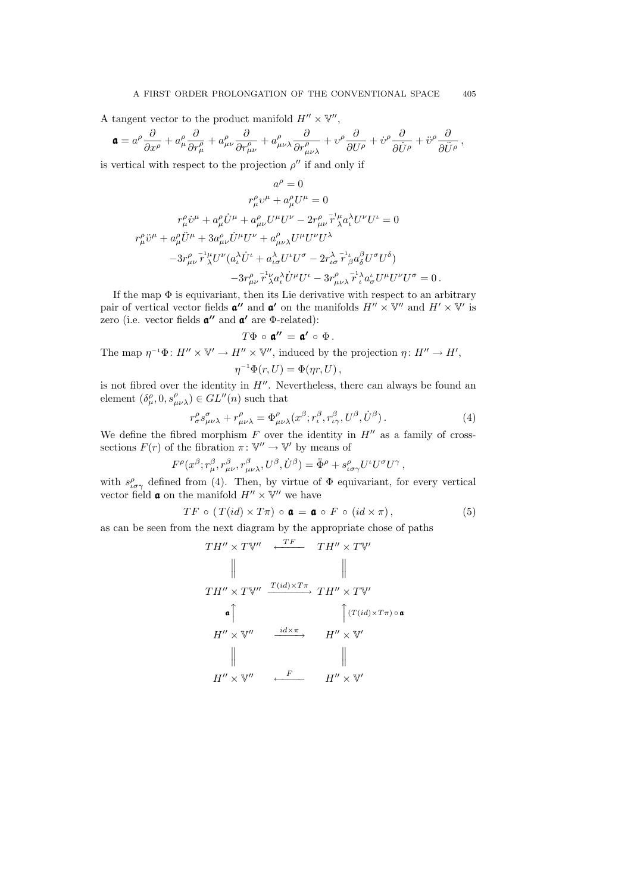A tangent vector to the product manifold $H'' \times \mathbb{V}''$,

$$\mathfrak{a} = a^\rho \frac{\partial}{\partial x^\rho} + a^\rho_\mu \frac{\partial}{\partial r^\rho_\mu} + a^\rho_{\mu\nu} \frac{\partial}{\partial r^\rho_{\mu\nu}} + a^\rho_{\mu\nu\lambda} \frac{\partial}{\partial r^\rho_{\mu\nu\lambda}} + \upsilon^\rho \frac{\partial}{\partial U^\rho} + \dot{\upsilon}^\rho \frac{\partial}{\partial \dot{U}^\rho} + \ddot{\upsilon}^\rho \frac{\partial}{\partial \ddot{U}^\rho}\,,$$

is vertical with respect to the projection $\rho''$ if and only if

$$\begin{aligned}
a^\rho &= 0 \\
r^\rho_\mu \upsilon^\mu + a^\rho_\mu U^\mu &= 0 \\
r^\rho_\mu \dot{\upsilon}^\mu + a^\rho_\mu \dot{U}^\mu + a^\rho_{\mu\nu} U^\mu U^\nu - 2 r^\rho_{\mu\nu} \overset{-1}{r}{}^\mu_\lambda a^\lambda_\iota U^\nu U^\iota &= 0 \\
r^\rho_\mu \ddot{\upsilon}^\mu + a^\rho_\mu \ddot{U}^\mu + 3 a^\rho_{\mu\nu} \dot{U}^\mu U^\nu + a^\rho_{\mu\nu\lambda} U^\mu U^\nu U^\lambda & \\
-3 r^\rho_{\mu\nu} \overset{-1}{r}{}^\mu_\lambda U^\nu (a^\lambda_\iota \dot{U}^\iota + a^\lambda_{\iota\sigma} U^\iota U^\sigma - 2 r^\lambda_{\iota\sigma} \overset{-1}{r}{}^\iota_\beta a^\beta_\delta U^\sigma U^\delta) & \\
-3 r^\rho_{\mu\nu} \overset{-1}{r}{}^\nu_\lambda a^\lambda_\iota \dot{U}^\mu U^\iota - 3 r^\rho_{\mu\nu\lambda} \overset{-1}{r}{}^\lambda_\iota a^\iota_\sigma U^\mu U^\nu U^\sigma &= 0\,.
\end{aligned}$$

If the map $\Phi$ is equivariant, then its Lie derivative with respect to an arbitrary pair of vertical vector fields $\mathfrak{a}''$ and $\mathfrak{a}'$ on the manifolds $H'' \times \mathbb{V}''$ and $H' \times \mathbb{V}'$ is zero (i.e. vector fields $\mathfrak{a}''$ and $\mathfrak{a}'$ are $\Phi$-related):

$$T\Phi \circ \mathfrak{a}'' = \mathfrak{a}' \circ \Phi\,.$$

The map $\eta^{-1}\Phi \colon H'' \times \mathbb{V}' \to H'' \times \mathbb{V}''$, induced by the projection $\eta \colon H'' \to H'$,

$$\eta^{-1}\Phi(r, U) = \Phi(\eta r, U)\,,$$

is not fibred over the identity in $H''$. Nevertheless, there can always be found an element $(\delta^\rho_\mu, 0, s^\rho_{\mu\nu\lambda}) \in GL''(n)$ such that

$$r^\rho_\sigma s^\sigma_{\mu\nu\lambda} + r^\rho_{\mu\nu\lambda} = \Phi^\rho_{\mu\nu\lambda}(x^\beta; r^\beta_\iota, r^\beta_{\iota\gamma}, U^\beta, \dot{U}^\beta)\,. \tag{4}$$

We define the fibred morphism $F$ over the identity in $H''$ as a family of cross-sections $F(r)$ of the fibration $\pi \colon \mathbb{V}'' \to \mathbb{V}'$ by means of

$$F^\rho(x^\beta; r^\beta_\mu, r^\beta_{\mu\nu}, r^\beta_{\mu\nu\lambda}, U^\beta, \dot{U}^\beta) = \ddot{\Phi}^\rho + s^\rho_{\iota\sigma\gamma} U^\iota U^\sigma U^\gamma\,,$$

with $s^\rho_{\iota\sigma\gamma}$ defined from (4). Then, by virtue of $\Phi$ equivariant, for every vertical vector field $\mathfrak{a}$ on the manifold $H'' \times \mathbb{V}''$ we have

$$TF \circ (T(id) \times T\pi) \circ \mathfrak{a} = \mathfrak{a} \circ F \circ (id \times \pi)\,, \tag{5}$$

as can be seen from the next diagram by the appropriate chose of paths

$$\begin{array}{ccc}
TH'' \times T\mathbb{V}'' & \xleftarrow{\;TF\;} & TH'' \times T\mathbb{V}' \\
\Big\| & & \Big\| \\
TH'' \times T\mathbb{V}'' & \xrightarrow{\;T(id)\times T\pi\;} & TH'' \times T\mathbb{V}' \\
\mathfrak{a}\Big\uparrow & & \Big\uparrow (T(id)\times T\pi)\circ\mathfrak{a} \\
H'' \times \mathbb{V}'' & \xrightarrow{\;id\times\pi\;} & H'' \times \mathbb{V}' \\
\Big\| & & \Big\| \\
H'' \times \mathbb{V}'' & \xleftarrow{\;F\;} & H'' \times \mathbb{V}'
\end{array}$$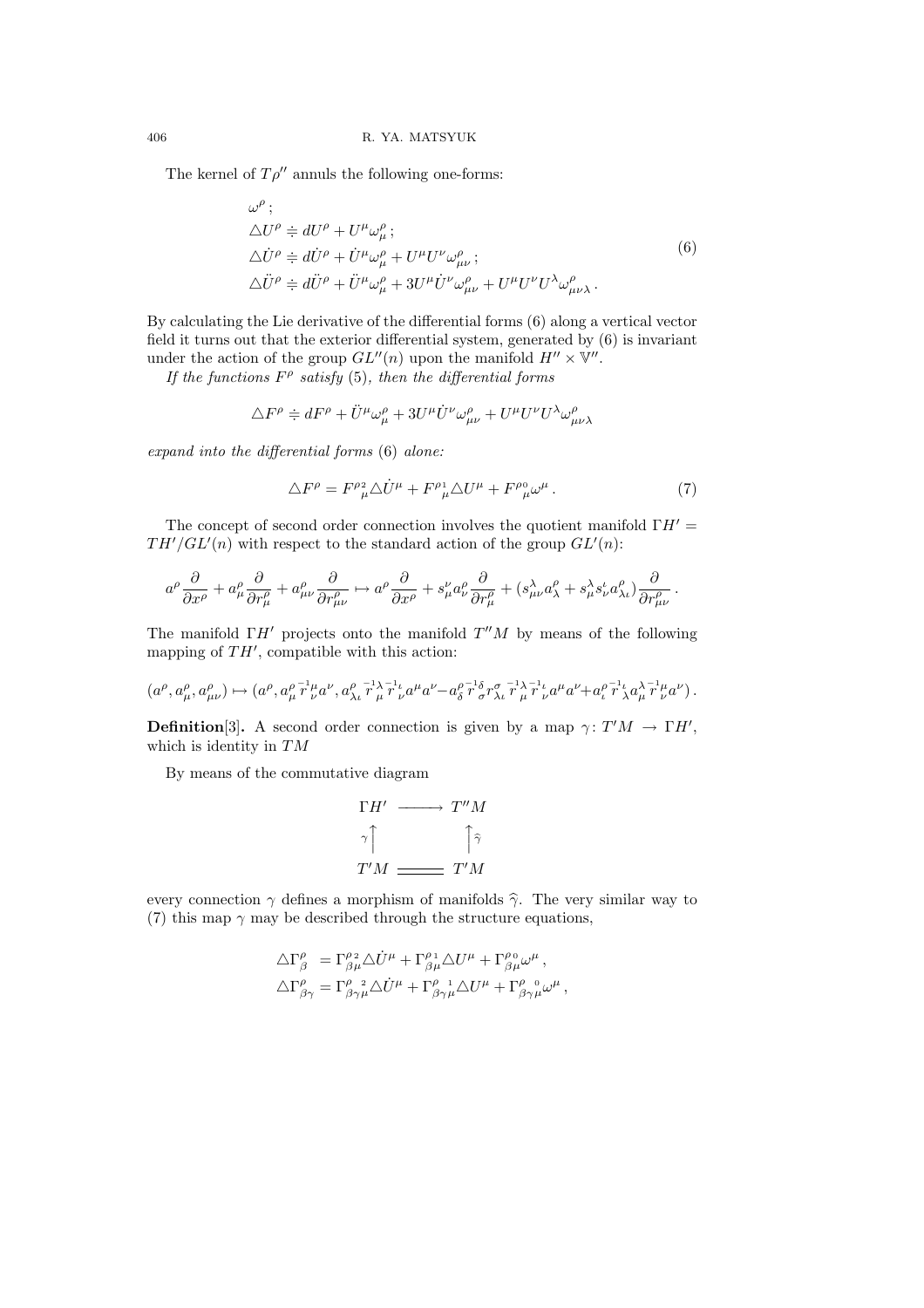The kernel of $T\rho''$ annuls the following one-forms:

$$
\begin{aligned}
&\omega^\rho ;\\
&\triangle U^\rho \doteqdot dU^\rho + U^\mu \omega^\rho_\mu ;\\
&\triangle \dot U^\rho \doteqdot d\dot U^\rho + \dot U^\mu \omega^\rho_\mu + U^\mu U^\nu \omega^\rho_{\mu\nu} ;\\
&\triangle \ddot U^\rho \doteqdot d\ddot U^\rho + \ddot U^\mu \omega^\rho_\mu + 3 U^\mu \dot U^\nu \omega^\rho_{\mu\nu} + U^\mu U^\nu U^\lambda \omega^\rho_{\mu\nu\lambda} .
\end{aligned}
\tag{6}
$$

By calculating the Lie derivative of the differential forms (6) along a vertical vector field it turns out that the exterior differential system, generated by (6) is invariant under the action of the group $GL''(n)$ upon the manifold $H'' \times \mathbb{V}''$.

*If the functions $F^\rho$ satisfy* (5)*, then the differential forms*

$$
\triangle F^\rho \doteqdot dF^\rho + \ddot U^\mu \omega^\rho_\mu + 3 U^\mu \dot U^\nu \omega^\rho_{\mu\nu} + U^\mu U^\nu U^\lambda \omega^\rho_{\mu\nu\lambda}
$$

*expand into the differential forms* (6) *alone:*

$$
\triangle F^\rho = F^{\rho\,2}_{\ \mu} \triangle \dot U^\mu + F^{\rho\,1}_{\ \mu} \triangle U^\mu + F^{\rho\,0}_{\ \mu} \omega^\mu . \tag{7}
$$

The concept of second order connection involves the quotient manifold $\Gamma H' = TH'/GL'(n)$ with respect to the standard action of the group $GL'(n)$:

$$
a^\rho \frac{\partial}{\partial x^\rho} + a^\rho_\mu \frac{\partial}{\partial r^\rho_\mu} + a^\rho_{\mu\nu} \frac{\partial}{\partial r^\rho_{\mu\nu}} \mapsto a^\rho \frac{\partial}{\partial x^\rho} + s^\nu_\mu a^\rho_\nu \frac{\partial}{\partial r^\rho_\mu} + (s^\lambda_{\mu\nu} a^\rho_\lambda + s^\lambda_\mu s^\iota_\nu a^\rho_{\lambda\iota}) \frac{\partial}{\partial r^\rho_{\mu\nu}} .
$$

The manifold $\Gamma H'$ projects onto the manifold $T''M$ by means of the following mapping of $TH'$, compatible with this action:

$$
(a^\rho, a^\rho_\mu, a^\rho_{\mu\nu}) \mapsto (a^\rho, a^\rho_\mu \overset{-1}{r}{}^\mu_\nu a^\nu, a^\rho_{\lambda\iota} \overset{-1}{r}{}^\lambda_\mu \overset{-1}{r}{}^\iota_\nu a^\mu a^\nu - a^\rho_\delta \overset{-1}{r}{}^\delta_\sigma r^\sigma_{\lambda\iota} \overset{-1}{r}{}^\lambda_\mu \overset{-1}{r}{}^\iota_\nu a^\mu a^\nu + a^\rho_\iota \overset{-1}{r}{}^\iota_\lambda a^\lambda_\mu \overset{-1}{r}{}^\mu_\nu a^\nu) .
$$

**Definition**[3]**.** A second order connection is given by a map $\gamma \colon T'M \to \Gamma H'$, which is identity in $TM$

By means of the commutative diagram

$$
\begin{array}{ccc}
\Gamma H' & \longrightarrow & T''M \\
{\scriptstyle\gamma}\uparrow & & \uparrow{\scriptstyle\widehat\gamma} \\
T'M & = = = & T'M
\end{array}
$$

every connection $\gamma$ defines a morphism of manifolds $\widehat\gamma$. The very similar way to (7) this map $\gamma$ may be described through the structure equations,

$$
\begin{aligned}
\triangle \Gamma^\rho_\beta \ &= \Gamma^{\rho\,2}_{\beta\mu} \triangle \dot U^\mu + \Gamma^{\rho\,1}_{\beta\mu} \triangle U^\mu + \Gamma^{\rho\,0}_{\beta\mu} \omega^\mu ,\\
\triangle \Gamma^\rho_{\beta\gamma} &= \Gamma^{\rho\ \ 2}_{\beta\gamma\mu} \triangle \dot U^\mu + \Gamma^{\rho\ \ 1}_{\beta\gamma\mu} \triangle U^\mu + \Gamma^{\rho\ \ 0}_{\beta\gamma\mu} \omega^\mu ,
\end{aligned}
$$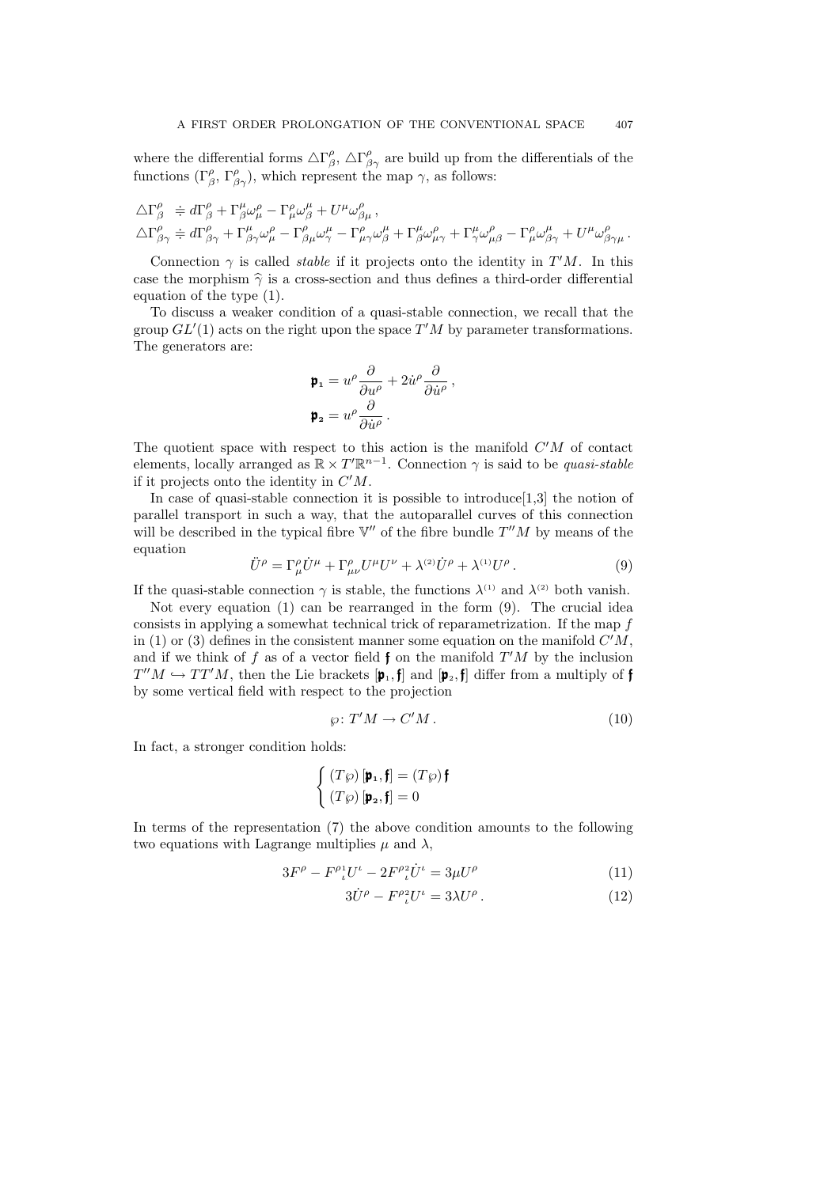where the differential forms $\triangle\Gamma^\rho_\beta$, $\triangle\Gamma^\rho_{\beta\gamma}$ are build up from the differentials of the functions $(\Gamma^\rho_\beta,\ \Gamma^\rho_{\beta\gamma})$, which represent the map $\gamma$, as follows:

$$
\begin{aligned}
\triangle\Gamma^\rho_\beta \ &\doteqdot d\Gamma^\rho_\beta + \Gamma^\mu_\beta\omega^\rho_\mu - \Gamma^\rho_\mu\omega^\mu_\beta + U^\mu\omega^\rho_{\beta\mu}\,,\\
\triangle\Gamma^\rho_{\beta\gamma} &\doteqdot d\Gamma^\rho_{\beta\gamma} + \Gamma^\mu_{\beta\gamma}\omega^\rho_\mu - \Gamma^\rho_{\beta\mu}\omega^\mu_\gamma - \Gamma^\rho_{\mu\gamma}\omega^\mu_\beta + \Gamma^\mu_\beta\omega^\rho_{\mu\gamma} + \Gamma^\mu_\gamma\omega^\rho_{\mu\beta} - \Gamma^\rho_\mu\omega^\mu_{\beta\gamma} + U^\mu\omega^\rho_{\beta\gamma\mu}\,.
\end{aligned}
$$

Connection $\gamma$ is called *stable* if it projects onto the identity in $T'M$. In this case the morphism $\widehat{\gamma}$ is a cross-section and thus defines a third-order differential equation of the type (1).

To discuss a weaker condition of a quasi-stable connection, we recall that the group $GL'(1)$ acts on the right upon the space $T'M$ by parameter transformations. The generators are:

$$
\begin{aligned}
\mathfrak{p}_1 &= u^\rho\frac{\partial}{\partial u^\rho} + 2\dot{u}^\rho\frac{\partial}{\partial \dot{u}^\rho}\,,\\
\mathfrak{p}_2 &= u^\rho\frac{\partial}{\partial \dot{u}^\rho}\,.
\end{aligned}
$$

The quotient space with respect to this action is the manifold $C'M$ of contact elements, locally arranged as $\mathbb{R}\times T'\mathbb{R}^{n-1}$. Connection $\gamma$ is said to be *quasi-stable* if it projects onto the identity in $C'M$.

In case of quasi-stable connection it is possible to introduce[1,3] the notion of parallel transport in such a way, that the autoparallel curves of this connection will be described in the typical fibre $\mathbb{V}''$ of the fibre bundle $T''M$ by means of the equation

$$
\ddot{U}^\rho = \Gamma^\rho_\mu\dot{U}^\mu + \Gamma^\rho_{\mu\nu}U^\mu U^\nu + \lambda^{(2)}\dot{U}^\rho + \lambda^{(1)}U^\rho\,. \tag{9}
$$

If the quasi-stable connection $\gamma$ is stable, the functions $\lambda^{(1)}$ and $\lambda^{(2)}$ both vanish.

Not every equation (1) can be rearranged in the form (9). The crucial idea consists in applying a somewhat technical trick of reparametrization. If the map $f$ in (1) or (3) defines in the consistent manner some equation on the manifold $C'M$, and if we think of $f$ as of a vector field $\mathfrak{f}$ on the manifold $T'M$ by the inclusion $T''M \hookrightarrow TT'M$, then the Lie brackets $[\mathfrak{p}_1,\mathfrak{f}]$ and $[\mathfrak{p}_2,\mathfrak{f}]$ differ from a multiply of $\mathfrak{f}$ by some vertical field with respect to the projection

$$
\wp\colon T'M \to C'M\,. \tag{10}
$$

In fact, a stronger condition holds:

$$
\begin{cases}
(T\wp)\,[\mathfrak{p}_1,\mathfrak{f}] = (T\wp)\,\mathfrak{f}\\
(T\wp)\,[\mathfrak{p}_2,\mathfrak{f}] = 0
\end{cases}
$$

In terms of the representation (7) the above condition amounts to the following two equations with Lagrange multiplies $\mu$ and $\lambda$,

$$
3F^\rho - F^{\rho 1}_{\ \iota}U^\iota - 2F^{\rho 2}_{\ \iota}\dot{U}^\iota = 3\mu U^\rho \tag{11}
$$

$$
3\dot{U}^\rho - F^{\rho 2}_{\ \iota}U^\iota = 3\lambda U^\rho\,. \tag{12}
$$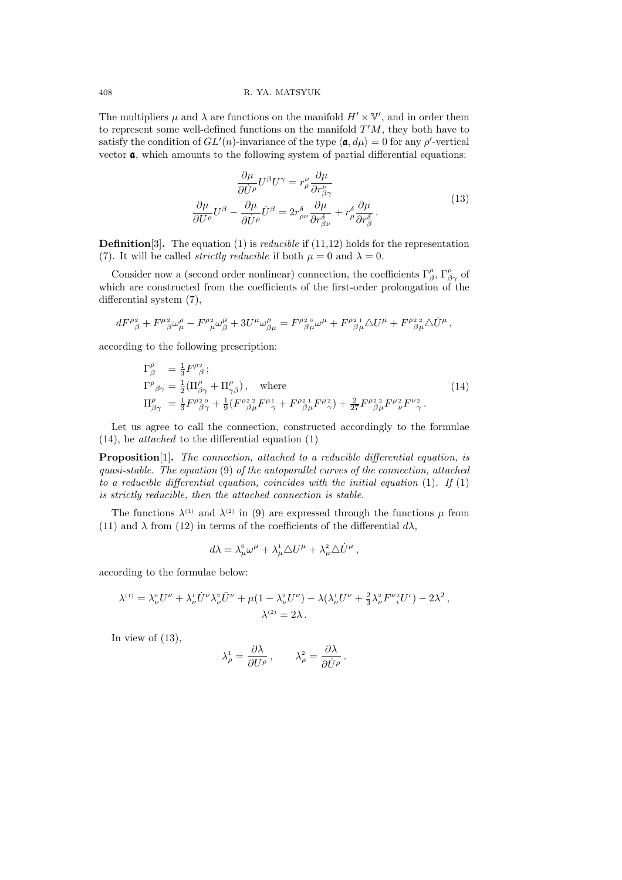The multipliers $\mu$ and $\lambda$ are functions on the manifold $H' \times \mathbb{V}'$, and in order them to represent some well-defined functions on the manifold $T'M$, they both have to satisfy the condition of $GL'(n)$-invariance of the type $\langle \mathfrak{a}, d\mu \rangle = 0$ for any $\rho'$-vertical vector $\mathfrak{a}$, which amounts to the following system of partial differential equations:

$$
\begin{aligned}
\frac{\partial \mu}{\partial \dot{U}^\rho} U^\beta U^\gamma &= r^\nu_\rho \frac{\partial \mu}{\partial r^\nu_{\beta\gamma}} \\
\frac{\partial \mu}{\partial U^\rho} U^\beta - \frac{\partial \mu}{\partial \dot{U}^\rho} \dot{U}^\beta &= 2 r^\delta_{\rho\nu} \frac{\partial \mu}{\partial r^\delta_{\beta\nu}} + r^\delta_\rho \frac{\partial \mu}{\partial r^\delta_\beta} \, .
\end{aligned}
\tag{13}
$$

**Definition**[3]**.** The equation (1) is *reducible* if (11,12) holds for the representation (7). It will be called *strictly reducible* if both $\mu = 0$ and $\lambda = 0$.

Consider now a (second order nonlinear) connection, the coefficients $\Gamma^\rho_\beta$, $\Gamma^\rho_{\beta\gamma}$ of which are constructed from the coefficients of the first-order prolongation of the differential system (7),

$$
dF^{\rho_2}{}_\beta + F^{\mu_2}{}_\beta \omega^\rho_\mu - F^{\rho_2}{}_\mu \omega^\mu_\beta + 3U^\mu \omega^\rho_{\beta\mu} = F^{\rho_2}{}_{\beta\mu}^{\,0} \omega^\mu + F^{\rho_2}{}_{\beta\mu}^{\,1} \triangle U^\mu + F^{\rho_2}{}_{\beta\mu}^{\,2} \triangle \dot{U}^\mu \, ,
$$

according to the following prescription:

$$
\begin{aligned}
\Gamma^\rho_\beta \quad &= \tfrac{1}{3} F^{\rho_2}{}_\beta \, ; \\
\Gamma^\rho{}_{\beta\gamma} &= \tfrac{1}{2} (\Pi^\rho_{\beta\gamma} + \Pi^\rho_{\gamma\beta}) \, , \quad \text{where} \\
\Pi^\rho_{\beta\gamma} \quad &= \tfrac{1}{3} F^{\rho_2}{}_{\beta\gamma}^{\,0} + \tfrac{1}{9} (F^{\rho_2}{}_{\beta\mu}^{\,2} F^{\mu_1}{}_\gamma + F^{\rho_2}{}_{\beta\mu}^{\,1} F^{\mu_2}{}_\gamma) + \tfrac{2}{27} F^{\rho_2}{}_{\beta\mu}^{\,2} F^{\mu_2}{}_\nu F^{\nu_2}{}_\gamma \, .
\end{aligned}
\tag{14}
$$

Let us agree to call the connection, constructed accordingly to the formulae (14), be *attached* to the differential equation (1)

**Proposition**[1]**.** *The connection, attached to a reducible differential equation, is quasi-stable. The equation* (9) *of the autoparallel curves of the connection, attached to a reducible differential equation, coincides with the initial equation* (1)*. If* (1) *is strictly reducible, then the attached connection is stable.*

The functions $\lambda^{(1)}$ and $\lambda^{(2)}$ in (9) are expressed through the functions $\mu$ from (11) and $\lambda$ from (12) in terms of the coefficients of the differential $d\lambda$,

$$
d\lambda = \lambda^0_\mu \omega^\mu + \lambda^1_\mu \triangle U^\mu + \lambda^2_\mu \triangle \dot{U}^\mu \, ,
$$

according to the formulae below:

$$
\lambda^{(1)} = \lambda^0_\nu U^\nu + \lambda^1_\nu \dot{U}^\nu \lambda^2_\nu \ddot{U}^\nu + \mu(1 - \lambda^2_\nu U^\nu) - \lambda(\lambda^1_\nu U^\nu + \tfrac{2}{3} \lambda^2_\nu F^{\nu_2}{}_\iota U^\iota) - 2\lambda^2 \, ,
$$
$$
\lambda^{(2)} = 2\lambda \, .
$$

In view of (13),

$$
\lambda^1_\rho = \frac{\partial \lambda}{\partial U^\rho} \, , \qquad \lambda^2_\rho = \frac{\partial \lambda}{\partial \dot{U}^\rho} \, .
$$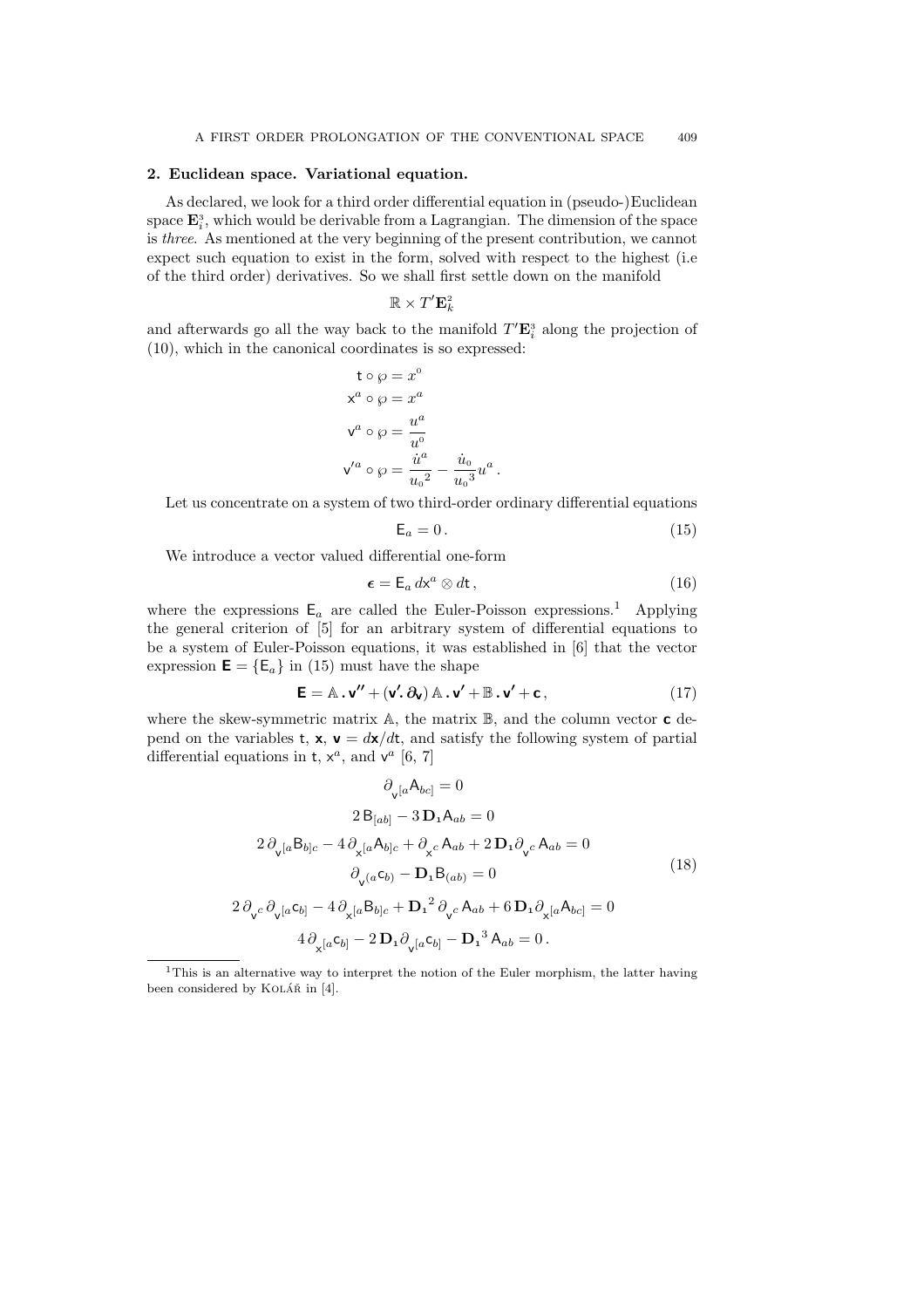## 2. Euclidean space. Variational equation.

As declared, we look for a third order differential equation in (pseudo-)Euclidean space $\mathbf{E}^3_i$, which would be derivable from a Lagrangian. The dimension of the space is *three*. As mentioned at the very beginning of the present contribution, we cannot expect such equation to exist in the form, solved with respect to the highest (i.e of the third order) derivatives. So we shall first settle down on the manifold

$$\mathbb{R} \times T'\mathbf{E}^2_k$$

and afterwards go all the way back to the manifold $T'\mathbf{E}^3_i$ along the projection of (10), which in the canonical coordinates is so expressed:

$$\begin{aligned}
\mathsf{t} \circ \wp &= x^0 \\
\mathsf{x}^a \circ \wp &= x^a \\
\mathsf{v}^a \circ \wp &= \frac{u^a}{u^0} \\
\mathsf{v}'^a \circ \wp &= \frac{\dot{u}^a}{{u_0}^2} - \frac{\dot{u}_0}{{u_0}^3} u^a \,.
\end{aligned}$$

Let us concentrate on a system of two third-order ordinary differential equations

$$\mathsf{E}_a = 0 \,. \tag{15}$$

We introduce a vector valued differential one-form

$$\boldsymbol{\epsilon} = \mathsf{E}_a \, d\mathsf{x}^a \otimes d\mathsf{t} \,, \tag{16}$$

where the expressions $\mathsf{E}_a$ are called the Euler-Poisson expressions.[1] Applying the general criterion of [5] for an arbitrary system of differential equations to be a system of Euler-Poisson equations, it was established in [6] that the vector expression $\mathbf{E} = \{\mathsf{E}_a\}$ in (15) must have the shape

$$\mathbf{E} = \mathbb{A} \,.\, \mathbf{v}'' + (\mathbf{v}' \!.\, \boldsymbol{\partial}_{\mathbf{v}}) \, \mathbb{A} \,.\, \mathbf{v}' + \mathbb{B} \,.\, \mathbf{v}' + \mathbf{c} \,, \tag{17}$$

where the skew-symmetric matrix $\mathbb{A}$, the matrix $\mathbb{B}$, and the column vector $\mathbf{c}$ depend on the variables $\mathsf{t}$, $\mathbf{x}$, $\mathbf{v} = d\mathbf{x}/d\mathsf{t}$, and satisfy the following system of partial differential equations in $\mathsf{t}$, $\mathsf{x}^a$, and $\mathsf{v}^a$ [6, 7]

$$\begin{gathered}
\partial_{\mathsf{v}^{[a}} \mathsf{A}_{bc]} = 0 \\
2 \, \mathsf{B}_{[ab]} - 3 \, \mathbf{D}_1 \mathsf{A}_{ab} = 0 \\
2 \, \partial_{\mathsf{v}^{[a}} \mathsf{B}_{b]c} - 4 \, \partial_{\mathsf{x}^{[a}} \mathsf{A}_{b]c} + \partial_{\mathsf{x}^c} \mathsf{A}_{ab} + 2 \, \mathbf{D}_1 \partial_{\mathsf{v}^c} \mathsf{A}_{ab} = 0 \\
\partial_{\mathsf{v}^{(a}} \mathsf{c}_{b)} - \mathbf{D}_1 \mathsf{B}_{(ab)} = 0 \\
2 \, \partial_{\mathsf{v}^c} \partial_{\mathsf{v}^{[a}} \mathsf{c}_{b]} - 4 \, \partial_{\mathsf{x}^{[a}} \mathsf{B}_{b]c} + {\mathbf{D}_1}^2 \partial_{\mathsf{v}^c} \mathsf{A}_{ab} + 6 \, \mathbf{D}_1 \partial_{\mathsf{x}^{[a}} \mathsf{A}_{bc]} = 0 \\
4 \, \partial_{\mathsf{x}^{[a}} \mathsf{c}_{b]} - 2 \, \mathbf{D}_1 \partial_{\mathsf{v}^{[a}} \mathsf{c}_{b]} - {\mathbf{D}_1}^3 \mathsf{A}_{ab} = 0 \,.
\end{gathered} \tag{18}$$

---

[1] This is an alternative way to interpret the notion of the Euler morphism, the latter having been considered by Kolář in [4].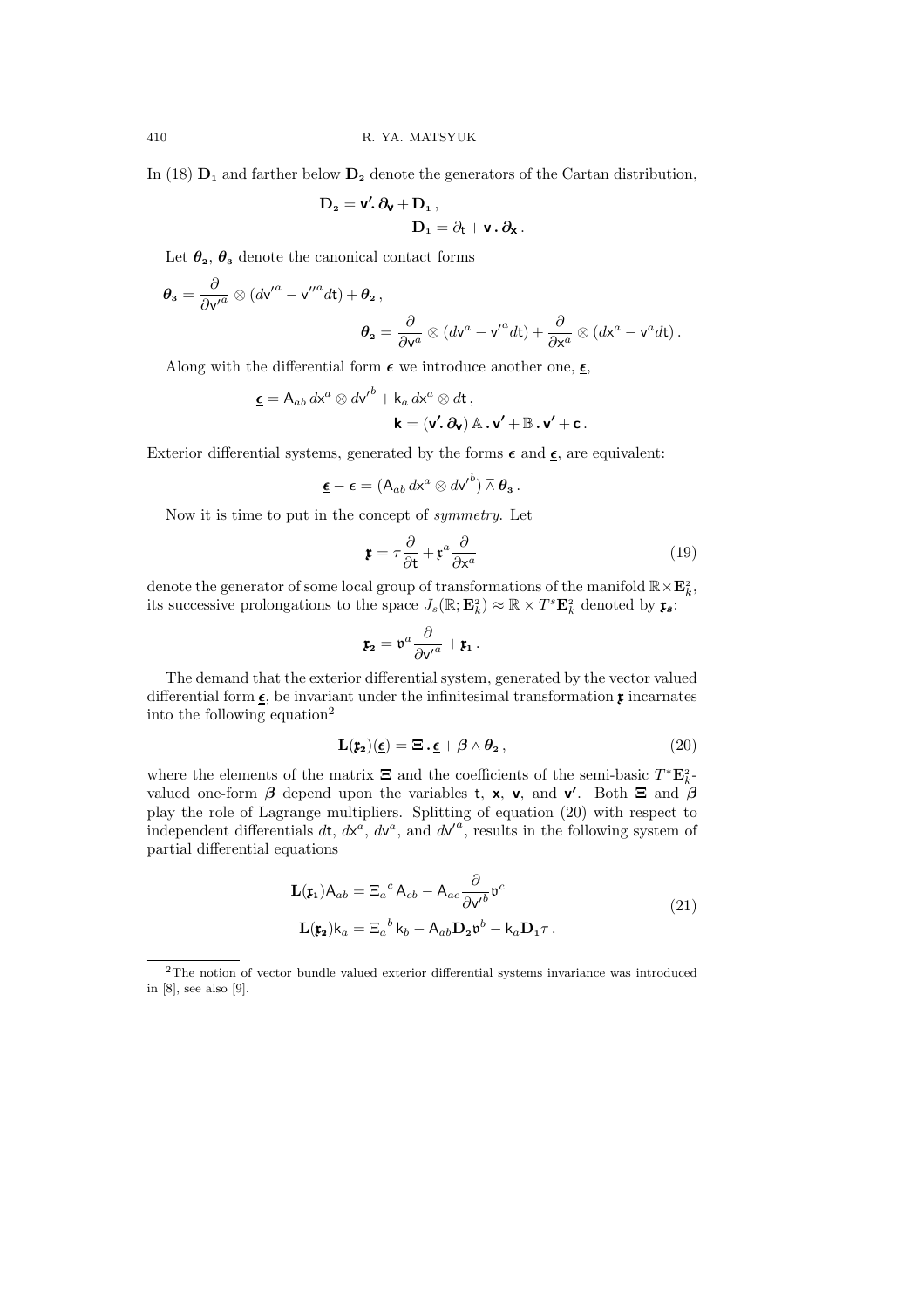In (18) $\mathbf{D_1}$ and farther below $\mathbf{D_2}$ denote the generators of the Cartan distribution,

$$\mathbf{D_2} = \mathsf{v}'\!\cdot\partial_{\mathsf{v}} + \mathbf{D_1}\,,$$
$$\mathbf{D_1} = \partial_{\mathsf{t}} + \mathsf{v}\,.\,\partial_{\mathsf{x}}\,.$$

Let $\boldsymbol{\theta_2}$, $\boldsymbol{\theta_3}$ denote the canonical contact forms

$$\boldsymbol{\theta_3} = \frac{\partial}{\partial \mathsf{v}'^a} \otimes (d\mathsf{v}'^a - \mathsf{v}''^a d\mathsf{t}) + \boldsymbol{\theta_2}\,,$$
$$\boldsymbol{\theta_2} = \frac{\partial}{\partial \mathsf{v}^a} \otimes (d\mathsf{v}^a - \mathsf{v}'^a d\mathsf{t}) + \frac{\partial}{\partial \mathsf{x}^a} \otimes (d\mathsf{x}^a - \mathsf{v}^a d\mathsf{t})\,.$$

Along with the differential form $\boldsymbol{\epsilon}$ we introduce another one, $\underline{\boldsymbol{\epsilon}}$,

$$\underline{\boldsymbol{\epsilon}} = \mathsf{A}_{ab}\, d\mathsf{x}^a \otimes d\mathsf{v}'^b + \mathsf{k}_a\, d\mathsf{x}^a \otimes d\mathsf{t}\,,$$
$$\mathsf{k} = (\mathsf{v}'\!\cdot\partial_{\mathsf{v}})\,\mathbb{A}\,.\,\mathsf{v}' + \mathbb{B}\,.\,\mathsf{v}' + \mathsf{c}\,.$$

Exterior differential systems, generated by the forms $\boldsymbol{\epsilon}$ and $\underline{\boldsymbol{\epsilon}}$, are equivalent:

$$\underline{\boldsymbol{\epsilon}} - \boldsymbol{\epsilon} = (\mathsf{A}_{ab}\, d\mathsf{x}^a \otimes d\mathsf{v}'^b)\,\bar{\wedge}\,\boldsymbol{\theta_3}\,.$$

Now it is time to put in the concept of *symmetry*. Let

$$\mathfrak{x} = \tau\frac{\partial}{\partial \mathsf{t}} + \mathfrak{x}^a\frac{\partial}{\partial \mathsf{x}^a} \tag{19}$$

denote the generator of some local group of transformations of the manifold $\mathbb{R}\times\mathbf{E}^2_k$, its successive prolongations to the space $J_s(\mathbb{R};\mathbf{E}^2_k) \approx \mathbb{R}\times T^s\mathbf{E}^2_k$ denoted by $\mathfrak{x}_{\boldsymbol{s}}$:

$$\mathfrak{x}_{\mathbf{2}} = \mathfrak{v}^a\frac{\partial}{\partial \mathsf{v}'^a} + \mathfrak{x}_{\mathbf{1}}\,.$$

The demand that the exterior differential system, generated by the vector valued differential form $\underline{\boldsymbol{\epsilon}}$, be invariant under the infinitesimal transformation $\mathfrak{x}$ incarnates into the following equation[2]

$$\mathbf{L}(\mathfrak{x}_{\mathbf{2}})(\underline{\boldsymbol{\epsilon}}) = \boldsymbol{\Xi}\,.\,\underline{\boldsymbol{\epsilon}} + \boldsymbol{\beta}\,\bar{\wedge}\,\boldsymbol{\theta_2}\,, \tag{20}$$

where the elements of the matrix $\boldsymbol{\Xi}$ and the coefficients of the semi-basic $T^*\mathbf{E}^2_k$-valued one-form $\boldsymbol{\beta}$ depend upon the variables $\mathsf{t}$, $\mathsf{x}$, $\mathsf{v}$, and $\mathsf{v}'$. Both $\boldsymbol{\Xi}$ and $\boldsymbol{\beta}$ play the role of Lagrange multipliers. Splitting of equation (20) with respect to independent differentials $d\mathsf{t}$, $d\mathsf{x}^a$, $d\mathsf{v}^a$, and $d\mathsf{v}'^a$, results in the following system of partial differential equations

$$\begin{aligned}
\mathbf{L}(\mathfrak{x}_{\mathbf{1}})\mathsf{A}_{ab} &= \Xi_a{}^c\,\mathsf{A}_{cb} - \mathsf{A}_{ac}\frac{\partial}{\partial \mathsf{v}'^b}\mathfrak{v}^c \\
\mathbf{L}(\mathfrak{x}_{\mathbf{2}})\mathsf{k}_a &= \Xi_a{}^b\,\mathsf{k}_b - \mathsf{A}_{ab}\mathbf{D_2}\mathfrak{v}^b - \mathsf{k}_a\mathbf{D_1}\tau\,.
\end{aligned} \tag{21}$$

[2] The notion of vector bundle valued exterior differential systems invariance was introduced in [8], see also [9].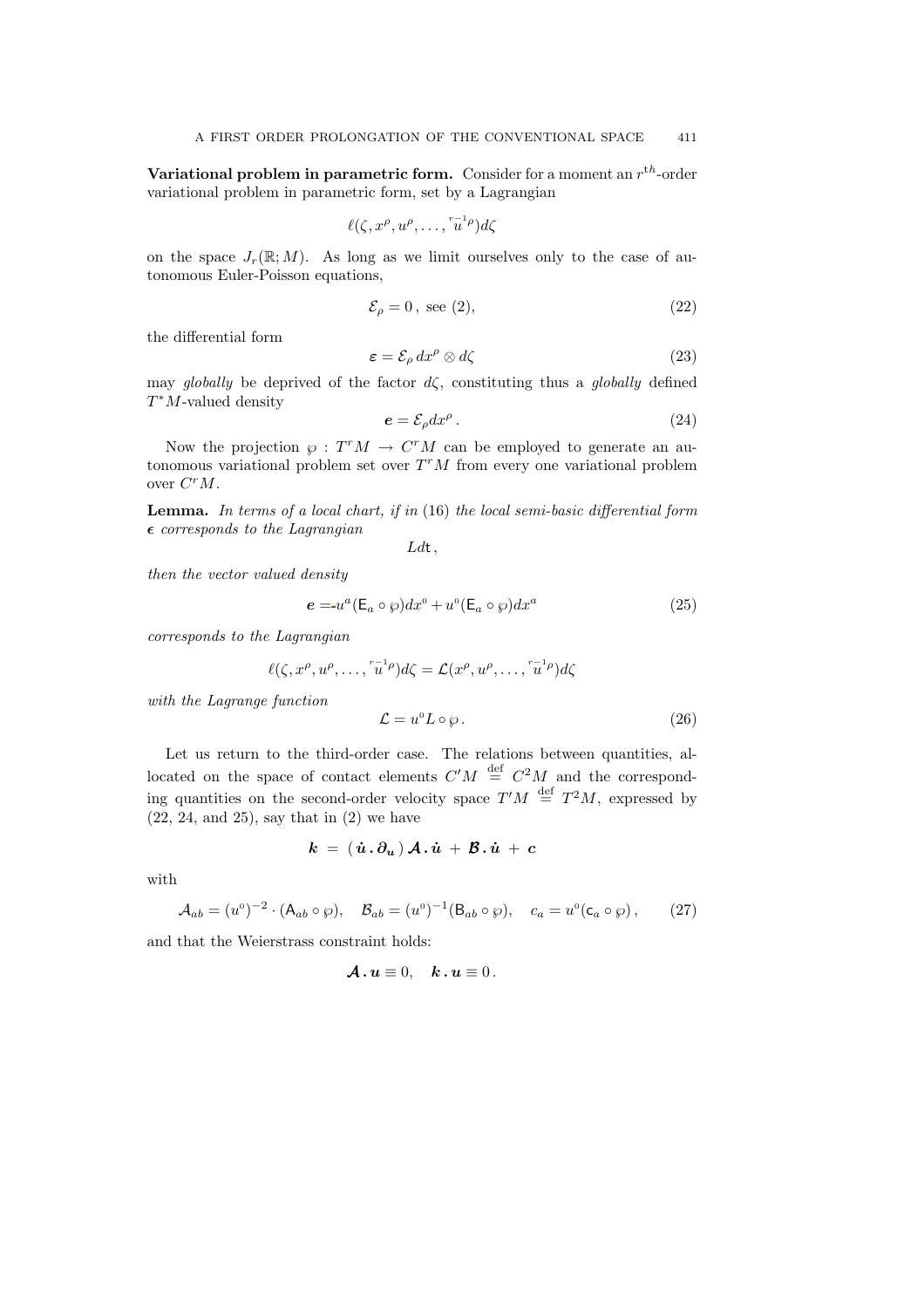**Variational problem in parametric form.** Consider for a moment an $r^{th}$-order variational problem in parametric form, set by a Lagrangian

$$\ell(\zeta, x^\rho, u^\rho, \ldots, \overset{r-1}{u}{}^\rho) d\zeta$$

on the space $J_r(\mathbb{R}; M)$. As long as we limit ourselves only to the case of autonomous Euler-Poisson equations,

$$\mathcal{E}_\rho = 0 \,, \text{ see (2)}, \tag{22}$$

the differential form

$$\boldsymbol{\varepsilon} = \mathcal{E}_\rho \, dx^\rho \otimes d\zeta \tag{23}$$

may *globally* be deprived of the factor $d\zeta$, constituting thus a *globally* defined $T^*M$-valued density

$$\boldsymbol{e} = \mathcal{E}_\rho dx^\rho \,. \tag{24}$$

Now the projection $\wp : T^r M \to C^r M$ can be employed to generate an autonomous variational problem set over $T^r M$ from every one variational problem over $C^r M$.

**Lemma.** *In terms of a local chart, if in* (16) *the local semi-basic differential form* $\boldsymbol{\epsilon}$ *corresponds to the Lagrangian*

$$L d\mathsf{t} \,,$$

*then the vector valued density*

$$\boldsymbol{e} = -u^a (\mathsf{E}_a \circ \wp) dx^0 + u^0 (\mathsf{E}_a \circ \wp) dx^a \tag{25}$$

*corresponds to the Lagrangian*

$$\ell(\zeta, x^\rho, u^\rho, \ldots, \overset{r-1}{u}{}^\rho) d\zeta = \mathcal{L}(x^\rho, u^\rho, \ldots, \overset{r-1}{u}{}^\rho) d\zeta$$

*with the Lagrange function*

$$\mathcal{L} = u^0 L \circ \wp \,. \tag{26}$$

Let us return to the third-order case. The relations between quantities, allocated on the space of contact elements $C'M \overset{\text{def}}{=} C^2 M$ and the corresponding quantities on the second-order velocity space $T'M \overset{\text{def}}{=} T^2 M$, expressed by (22, 24, and 25), say that in (2) we have

$$\boldsymbol{k} \;=\; (\, \dot{\boldsymbol{u}} \,.\, \boldsymbol{\partial_u} \,)\, \boldsymbol{\mathcal{A}} \,.\, \dot{\boldsymbol{u}} \;+\; \boldsymbol{\mathcal{B}} \,.\, \dot{\boldsymbol{u}} \;+\; \boldsymbol{c}$$

with

$$\mathcal{A}_{ab} = (u^0)^{-2} \cdot (\mathsf{A}_{ab} \circ \wp), \quad \mathcal{B}_{ab} = (u^0)^{-1} (\mathsf{B}_{ab} \circ \wp), \quad c_a = u^0 (\mathsf{c}_a \circ \wp) \,, \tag{27}$$

and that the Weierstrass constraint holds:

$$\boldsymbol{\mathcal{A}} \,.\, \boldsymbol{u} \equiv 0, \quad \boldsymbol{k} \,.\, \boldsymbol{u} \equiv 0 \,.$$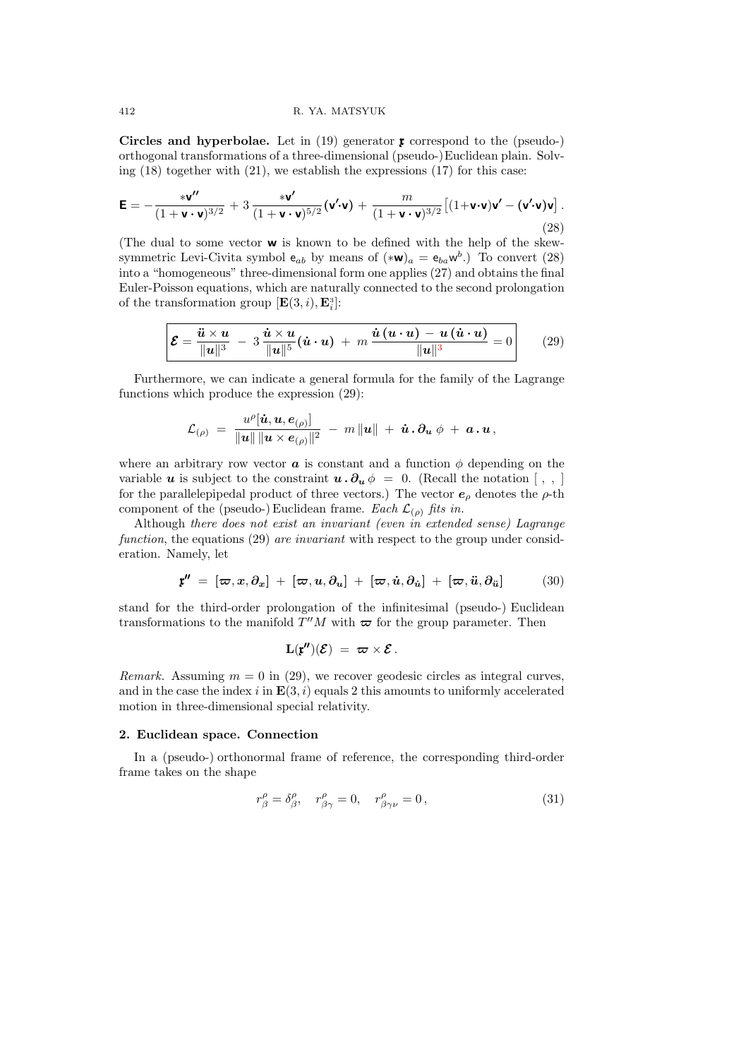**Circles and hyperbolae.** Let in (19) generator $\mathfrak{x}$ correspond to the (pseudo-) orthogonal transformations of a three-dimensional (pseudo-)Euclidean plain. Solving (18) together with (21), we establish the expressions (17) for this case:

$$\mathsf{E} = -\frac{*\mathsf{v}''}{(1+\mathsf{v}\cdot\mathsf{v})^{3/2}} + 3\,\frac{*\mathsf{v}'}{(1+\mathsf{v}\cdot\mathsf{v})^{5/2}}(\mathsf{v}'\cdot\mathsf{v}) + \frac{m}{(1+\mathsf{v}\cdot\mathsf{v})^{3/2}}\left[(1+\mathsf{v}\cdot\mathsf{v})\mathsf{v}' - (\mathsf{v}'\cdot\mathsf{v})\mathsf{v}\right]. \tag{28}$$

(The dual to some vector $\mathsf{w}$ is known to be defined with the help of the skew-symmetric Levi-Civita symbol $\mathsf{e}_{ab}$ by means of $(*\mathsf{w})_a = \mathsf{e}_{ba}\mathsf{w}^b$.) To convert (28) into a "homogeneous" three-dimensional form one applies (27) and obtains the final Euler-Poisson equations, which are naturally connected to the second prolongation of the transformation group $[\mathbf{E}(3,i), \mathbf{E}_i^3]$:

$$\boxed{\boldsymbol{\mathcal{E}} = \frac{\ddot{\boldsymbol{u}}\times\boldsymbol{u}}{\|\boldsymbol{u}\|^3} \;-\; 3\,\frac{\dot{\boldsymbol{u}}\times\boldsymbol{u}}{\|\boldsymbol{u}\|^5}(\dot{\boldsymbol{u}}\cdot\boldsymbol{u}) \;+\; m\,\frac{\dot{\boldsymbol{u}}\,(\boldsymbol{u}\cdot\boldsymbol{u}) \,-\, \boldsymbol{u}\,(\dot{\boldsymbol{u}}\cdot\boldsymbol{u})}{\|\boldsymbol{u}\|^3} = 0} \tag{29}$$

Furthermore, we can indicate a general formula for the family of the Lagrange functions which produce the expression (29):

$$\mathcal{L}_{(\rho)} \;=\; \frac{u^\rho[\dot{\boldsymbol{u}}, \boldsymbol{u}, \boldsymbol{e}_{(\rho)}]}{\|\boldsymbol{u}\|\,\|\boldsymbol{u}\times\boldsymbol{e}_{(\rho)}\|^2} \;-\; m\,\|\boldsymbol{u}\| \;+\; \dot{\boldsymbol{u}}\,.\,\boldsymbol{\partial}_{\boldsymbol{u}}\,\phi \;+\; \boldsymbol{a}\,.\,\boldsymbol{u}\,,$$

where an arbitrary row vector $\boldsymbol{a}$ is constant and a function $\phi$ depending on the variable $\boldsymbol{u}$ is subject to the constraint $\boldsymbol{u}\,.\,\boldsymbol{\partial}_{\boldsymbol{u}}\,\phi \;=\; 0$. (Recall the notation $[\;,\;,\;]$ for the parallelepipedal product of three vectors.) The vector $\boldsymbol{e}_\rho$ denotes the $\rho$-th component of the (pseudo-) Euclidean frame. *Each* $\mathcal{L}_{(\rho)}$ *fits in.*

Although *there does not exist an invariant (even in extended sense) Lagrange function*, the equations (29) *are invariant* with respect to the group under consideration. Namely, let

$$\mathfrak{x}'' \;=\; [\boldsymbol{\varpi}, \boldsymbol{x}, \boldsymbol{\partial}_{\boldsymbol{x}}] \;+\; [\boldsymbol{\varpi}, \boldsymbol{u}, \boldsymbol{\partial}_{\boldsymbol{u}}] \;+\; [\boldsymbol{\varpi}, \dot{\boldsymbol{u}}, \boldsymbol{\partial}_{\dot{\boldsymbol{u}}}] \;+\; [\boldsymbol{\varpi}, \ddot{\boldsymbol{u}}, \boldsymbol{\partial}_{\ddot{\boldsymbol{u}}}] \tag{30}$$

stand for the third-order prolongation of the infinitesimal (pseudo-) Euclidean transformations to the manifold $T''M$ with $\boldsymbol{\varpi}$ for the group parameter. Then

$$\mathbf{L}(\mathfrak{x}'')(\boldsymbol{\mathcal{E}}) \;=\; \boldsymbol{\varpi}\times\boldsymbol{\mathcal{E}}\,.$$

*Remark.* Assuming $m = 0$ in (29), we recover geodesic circles as integral curves, and in the case the index $i$ in $\mathbf{E}(3,i)$ equals 2 this amounts to uniformly accelerated motion in three-dimensional special relativity.

## 2. Euclidean space. Connection

In a (pseudo-) orthonormal frame of reference, the corresponding third-order frame takes on the shape

$$r^\rho_\beta = \delta^\rho_\beta, \quad r^\rho_{\beta\gamma} = 0, \quad r^\rho_{\beta\gamma\nu} = 0\,, \tag{31}$$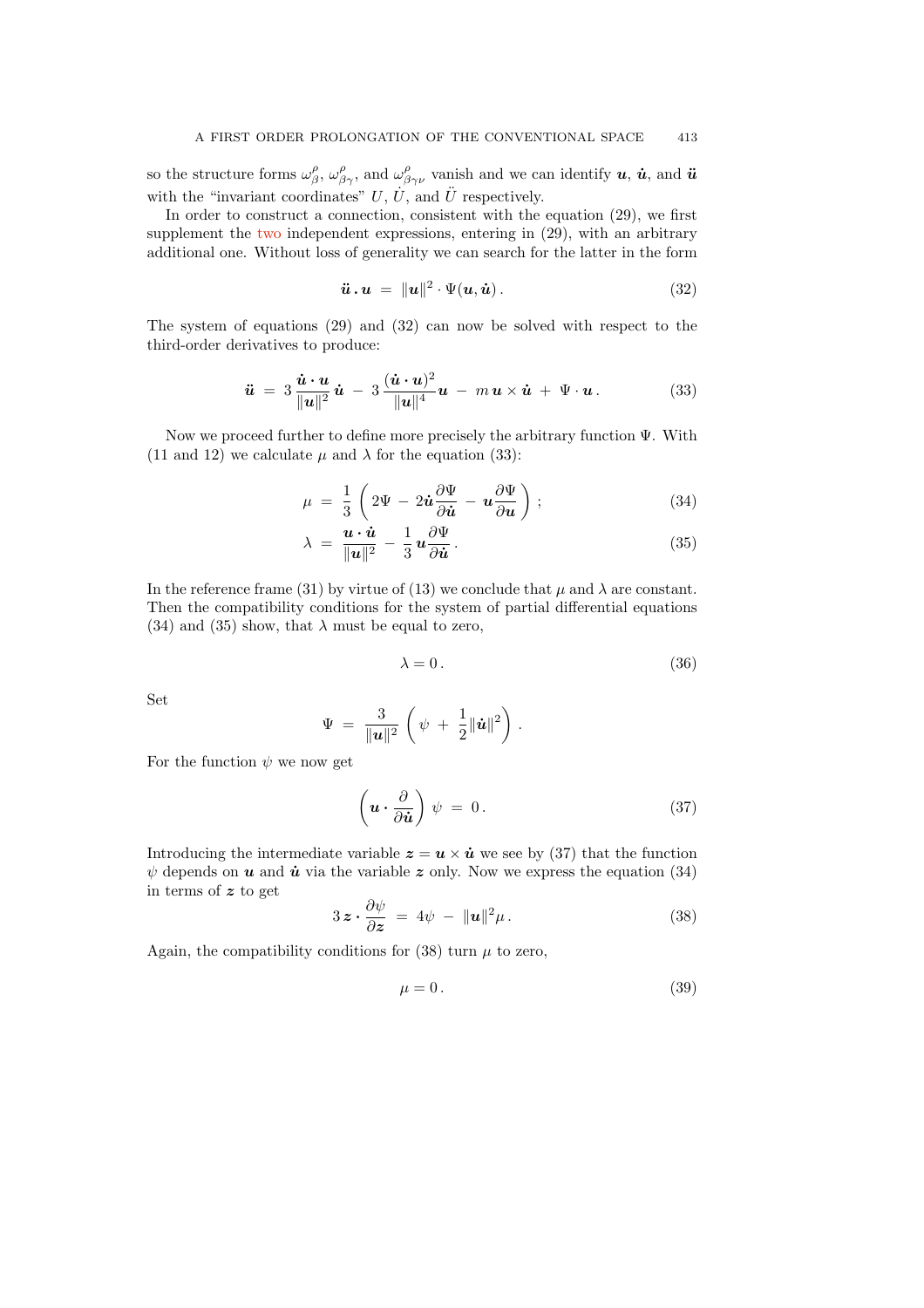so the structure forms $\omega^\rho_\beta$, $\omega^\rho_{\beta\gamma}$, and $\omega^\rho_{\beta\gamma\nu}$ vanish and we can identify $\boldsymbol{u}$, $\dot{\boldsymbol{u}}$, and $\ddot{\boldsymbol{u}}$ with the "invariant coordinates" $U$, $\dot{U}$, and $\ddot{U}$ respectively.

In order to construct a connection, consistent with the equation (29), we first supplement the two independent expressions, entering in (29), with an arbitrary additional one. Without loss of generality we can search for the latter in the form

$$\ddot{\boldsymbol{u}} \cdot \boldsymbol{u} \;=\; \|\boldsymbol{u}\|^2 \cdot \Psi(\boldsymbol{u}, \dot{\boldsymbol{u}}) \,. \tag{32}$$

The system of equations (29) and (32) can now be solved with respect to the third-order derivatives to produce:

$$\ddot{\boldsymbol{u}} \;=\; 3\,\frac{\dot{\boldsymbol{u}} \cdot \boldsymbol{u}}{\|\boldsymbol{u}\|^2}\,\dot{\boldsymbol{u}} \;-\; 3\,\frac{(\dot{\boldsymbol{u}} \cdot \boldsymbol{u})^2}{\|\boldsymbol{u}\|^4}\boldsymbol{u} \;-\; m\,\boldsymbol{u} \times \dot{\boldsymbol{u}} \;+\; \Psi \cdot \boldsymbol{u} \,. \tag{33}$$

Now we proceed further to define more precisely the arbitrary function $\Psi$. With (11 and 12) we calculate $\mu$ and $\lambda$ for the equation (33):

$$\mu \;=\; \frac{1}{3}\left(2\Psi \;-\; 2\dot{\boldsymbol{u}}\frac{\partial \Psi}{\partial \dot{\boldsymbol{u}}} \;-\; \boldsymbol{u}\frac{\partial \Psi}{\partial \boldsymbol{u}}\right) ; \tag{34}$$

$$\lambda \;=\; \frac{\boldsymbol{u} \cdot \dot{\boldsymbol{u}}}{\|\boldsymbol{u}\|^2} \;-\; \frac{1}{3}\,\boldsymbol{u}\frac{\partial \Psi}{\partial \dot{\boldsymbol{u}}} \,. \tag{35}$$

In the reference frame (31) by virtue of (13) we conclude that $\mu$ and $\lambda$ are constant. Then the compatibility conditions for the system of partial differential equations (34) and (35) show, that $\lambda$ must be equal to zero,

$$\lambda = 0 \,. \tag{36}$$

Set

$$\Psi \;=\; \frac{3}{\|\boldsymbol{u}\|^2}\left(\psi \;+\; \frac{1}{2}\|\dot{\boldsymbol{u}}\|^2\right) .$$

For the function $\psi$ we now get

$$\left(\boldsymbol{u} \cdot \frac{\partial}{\partial \dot{\boldsymbol{u}}}\right)\,\psi \;=\; 0 \,. \tag{37}$$

Introducing the intermediate variable $\boldsymbol{z} = \boldsymbol{u} \times \dot{\boldsymbol{u}}$ we see by (37) that the function $\psi$ depends on $\boldsymbol{u}$ and $\dot{\boldsymbol{u}}$ via the variable $\boldsymbol{z}$ only. Now we express the equation (34) in terms of $\boldsymbol{z}$ to get

$$3\,\boldsymbol{z} \cdot \frac{\partial \psi}{\partial \boldsymbol{z}} \;=\; 4\psi \;-\; \|\boldsymbol{u}\|^2 \mu \,. \tag{38}$$

Again, the compatibility conditions for (38) turn $\mu$ to zero,

$$\mu = 0 \,. \tag{39}$$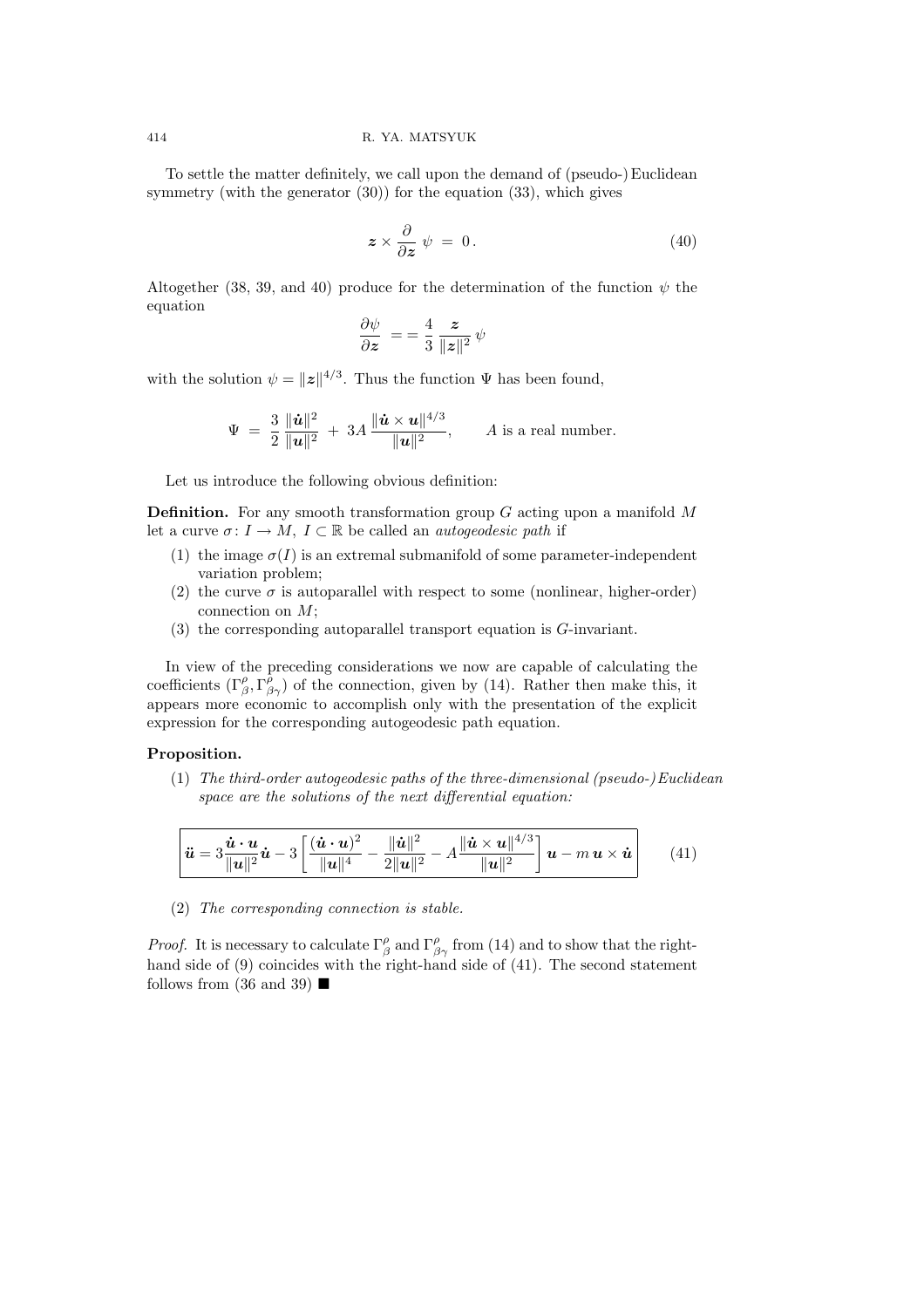To settle the matter definitely, we call upon the demand of (pseudo-) Euclidean symmetry (with the generator (30)) for the equation (33), which gives

$$\boldsymbol{z} \times \frac{\partial}{\partial \boldsymbol{z}} \; \psi \; = \; 0 \, . \tag{40}$$

Altogether (38, 39, and 40) produce for the determination of the function $\psi$ the equation

$$\frac{\partial \psi}{\partial \boldsymbol{z}} \; == \frac{4}{3} \, \frac{\boldsymbol{z}}{\|\boldsymbol{z}\|^2} \, \psi$$

with the solution $\psi = \|\boldsymbol{z}\|^{4/3}$. Thus the function $\Psi$ has been found,

$$\Psi \; = \; \frac{3}{2} \, \frac{\|\dot{\boldsymbol{u}}\|^2}{\|\boldsymbol{u}\|^2} \; + \; 3A \, \frac{\|\dot{\boldsymbol{u}} \times \boldsymbol{u}\|^{4/3}}{\|\boldsymbol{u}\|^2}, \qquad A \text{ is a real number.}$$

Let us introduce the following obvious definition:

**Definition.** For any smooth transformation group $G$ acting upon a manifold $M$ let a curve $\sigma \colon I \to M$, $I \subset \mathbb{R}$ be called an *autogeodesic path* if

1. the image $\sigma(I)$ is an extremal submanifold of some parameter-independent variation problem;
2. the curve $\sigma$ is autoparallel with respect to some (nonlinear, higher-order) connection on $M$;
3. the corresponding autoparallel transport equation is $G$-invariant.

In view of the preceding considerations we now are capable of calculating the coefficients $(\Gamma^{\rho}_{\beta}, \Gamma^{\rho}_{\beta\gamma})$ of the connection, given by (14). Rather then make this, it appears more economic to accomplish only with the presentation of the explicit expression for the corresponding autogeodesic path equation.

**Proposition.**

1. *The third-order autogeodesic paths of the three-dimensional (pseudo-) Euclidean space are the solutions of the next differential equation:*

$$\boxed{\ddot{\boldsymbol{u}} = 3\frac{\dot{\boldsymbol{u}} \cdot \boldsymbol{u}}{\|\boldsymbol{u}\|^2}\dot{\boldsymbol{u}} - 3\left[\frac{(\dot{\boldsymbol{u}} \cdot \boldsymbol{u})^2}{\|\boldsymbol{u}\|^4} - \frac{\|\dot{\boldsymbol{u}}\|^2}{2\|\boldsymbol{u}\|^2} - A\frac{\|\dot{\boldsymbol{u}} \times \boldsymbol{u}\|^{4/3}}{\|\boldsymbol{u}\|^2}\right]\boldsymbol{u} - m\,\boldsymbol{u} \times \dot{\boldsymbol{u}}} \tag{41}$$

2. *The corresponding connection is stable.*

*Proof.* It is necessary to calculate $\Gamma^{\rho}_{\beta}$ and $\Gamma^{\rho}_{\beta\gamma}$ from (14) and to show that the right-hand side of (9) coincides with the right-hand side of (41). The second statement follows from (36 and 39) ■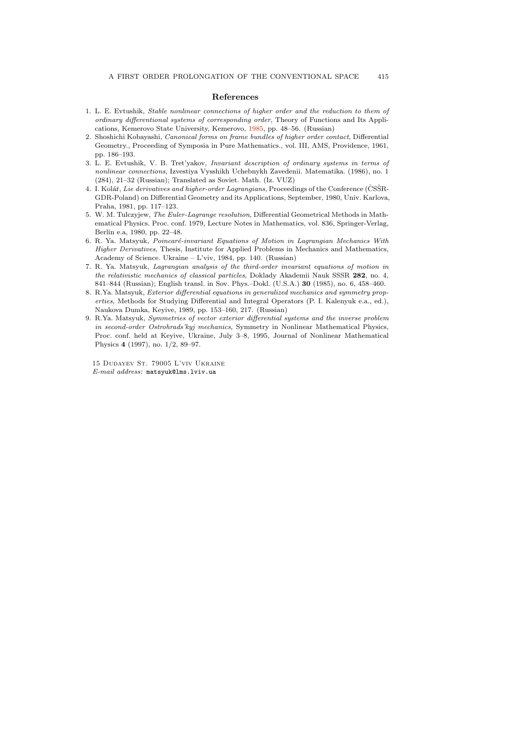## References

1. L. E. Evtushik, *Stable nonlinear connections of higher order and the reduction to them of ordinary differentional systems of corresponding order*, Theory of Functions and Its Applications, Kemerovo State University, Kemerovo, 1985, pp. 48–56. (Russian)
2. Shoshichi Kobayashi, *Canonical forms on frame bundles of higher order contact*, Differential Geometry., Proceeding of Symposia in Pure Mathematics., vol. III, AMS, Providence, 1961, pp. 186–193.
3. L. E. Evtushik, V. B. Tret'yakov, *Invariant description of ordinary systems in terms of nonlinear connections*, Izvestiya Vysshikh Uchebnykh Zavedenii. Matematika. (1986), no. 1 (284), 21–32 (Russian); Translated as Soviet. Math. (Iz. VUZ)
4. I. Kolář, *Lie derivatives and higher-order Lagrangians*, Proceedings of the Conference (ČSŠR-GDR-Poland) on Differential Geometry and its Applications, September, 1980, Univ. Karlova, Praha, 1981, pp. 117–123.
5. W. M. Tulczyjew, *The Euler-Lagrange resolution*, Differential Geometrical Methods in Mathematical Physics. Proc. conf. 1979, Lecture Notes in Mathematics, vol. 836, Springer-Verlag, Berlin e.a, 1980, pp. 22–48.
6. R. Ya. Matsyuk, *Poincaré-invariant Equations of Motion in Lagrangian Mechanics With Higher Derivatives*, Thesis, Institute for Applied Problems in Mechanics and Mathematics, Academy of Science. Ukraine – L'viv, 1984, pp. 140. (Russian)
7. R. Ya. Matsyuk, *Lagrangian analysis of the third-order invariant equations of motion in the relativistic mechanics of classical particles*, Doklady Akademii Nauk SSSR **282**, no. 4, 841–844 (Russian); English transl. in Sov. Phys.–Dokl. (U.S.A.) **30** (1985), no. 6, 458–460.
8. R.Ya. Matsyuk, *Exterior differential equations in generalized mechanics and symmetry properties*, Methods for Studying Differential and Integral Operators (P. I. Kalenyuk e.a., ed.), Naukova Dumka, Keyive, 1989, pp. 153–160, 217. (Russian)
9. R.Ya. Matsyuk, *Symmetries of vector exterior differential systems and the inverse problem in second-order Ostrohrads'kyj mechanics*, Symmetry in Nonlinear Mathematical Physics, Proc. conf. held at Keyive, Ukraine, July 3–8, 1995, Journal of Nonlinear Mathematical Physics **4** (1997), no. 1/2, 89–97.

15 Dudayev St. 79005 L'viv Ukraine
*E-mail address*: matsyuk@lms.lviv.ua